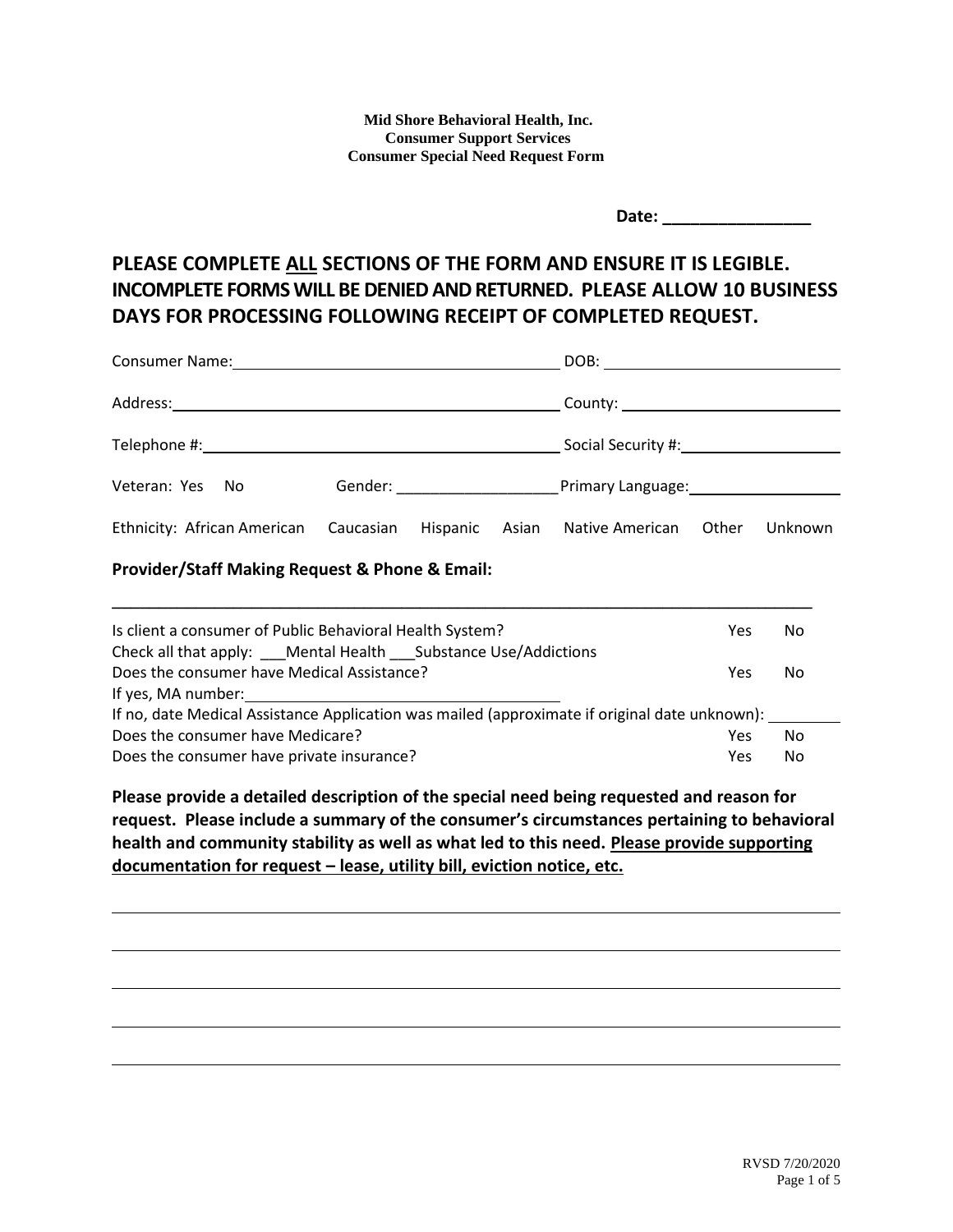**Mid Shore Behavioral Health, Inc.**
**Consumer Support Services**
**Consumer Special Need Request Form**

**Date: ________________**

## PLEASE COMPLETE ALL SECTIONS OF THE FORM AND ENSURE IT IS LEGIBLE. INCOMPLETE FORMS WILL BE DENIED AND RETURNED. PLEASE ALLOW 10 BUSINESS DAYS FOR PROCESSING FOLLOWING RECEIPT OF COMPLETED REQUEST.

Consumer Name: ______________________________ DOB: ______________________

Address: ____________________________________ County: ____________________

Telephone #: _________________________________ Social Security #: ______________

Veteran: Yes No Gender: ___________________ Primary Language: ______________

Ethnicity: African American Caucasian Hispanic Asian Native American Other Unknown

**Provider/Staff Making Request & Phone & Email:**

______________________________________________________________________

Is client a consumer of Public Behavioral Health System? Yes No

Check all that apply: ___Mental Health ___Substance Use/Addictions

Does the consumer have Medical Assistance? Yes No

If yes, MA number: ______________________________

If no, date Medical Assistance Application was mailed (approximate if original date unknown): ________

Does the consumer have Medicare? Yes No

Does the consumer have private insurance? Yes No

**Please provide a detailed description of the special need being requested and reason for request. Please include a summary of the consumer's circumstances pertaining to behavioral health and community stability as well as what led to this need. <u>Please provide supporting documentation for request – lease, utility bill, eviction notice, etc.</u>**

______________________________________________________________________

______________________________________________________________________

______________________________________________________________________

______________________________________________________________________

______________________________________________________________________

RVSD 7/20/2020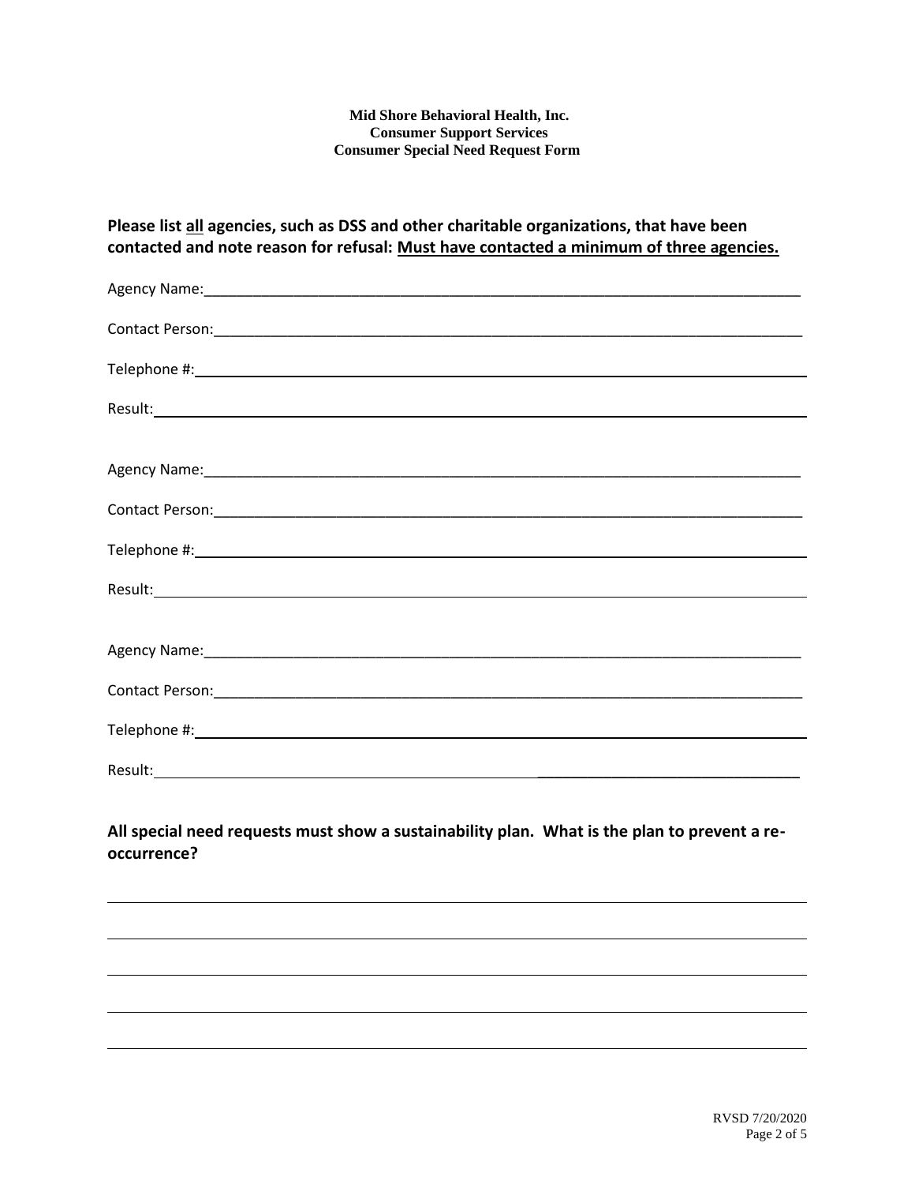**Mid Shore Behavioral Health, Inc.**
**Consumer Support Services**
**Consumer Special Need Request Form**

**Please list <u>all</u> agencies, such as DSS and other charitable organizations, that have been contacted and note reason for refusal: <u>Must have contacted a minimum of three agencies.</u>**

Agency Name:___________________________________________________________________________

Contact Person:_________________________________________________________________________

Telephone #:___________________________________________________________________________

Result:________________________________________________________________________________

Agency Name:___________________________________________________________________________

Contact Person:_________________________________________________________________________

Telephone #:___________________________________________________________________________

Result:________________________________________________________________________________

Agency Name:___________________________________________________________________________

Contact Person:_________________________________________________________________________

Telephone #:___________________________________________________________________________

Result:________________________________________________________________________________

**All special need requests must show a sustainability plan. What is the plan to prevent a re-occurrence?**

______________________________________________________________________________________

______________________________________________________________________________________

______________________________________________________________________________________

______________________________________________________________________________________

______________________________________________________________________________________

RVSD 7/20/2020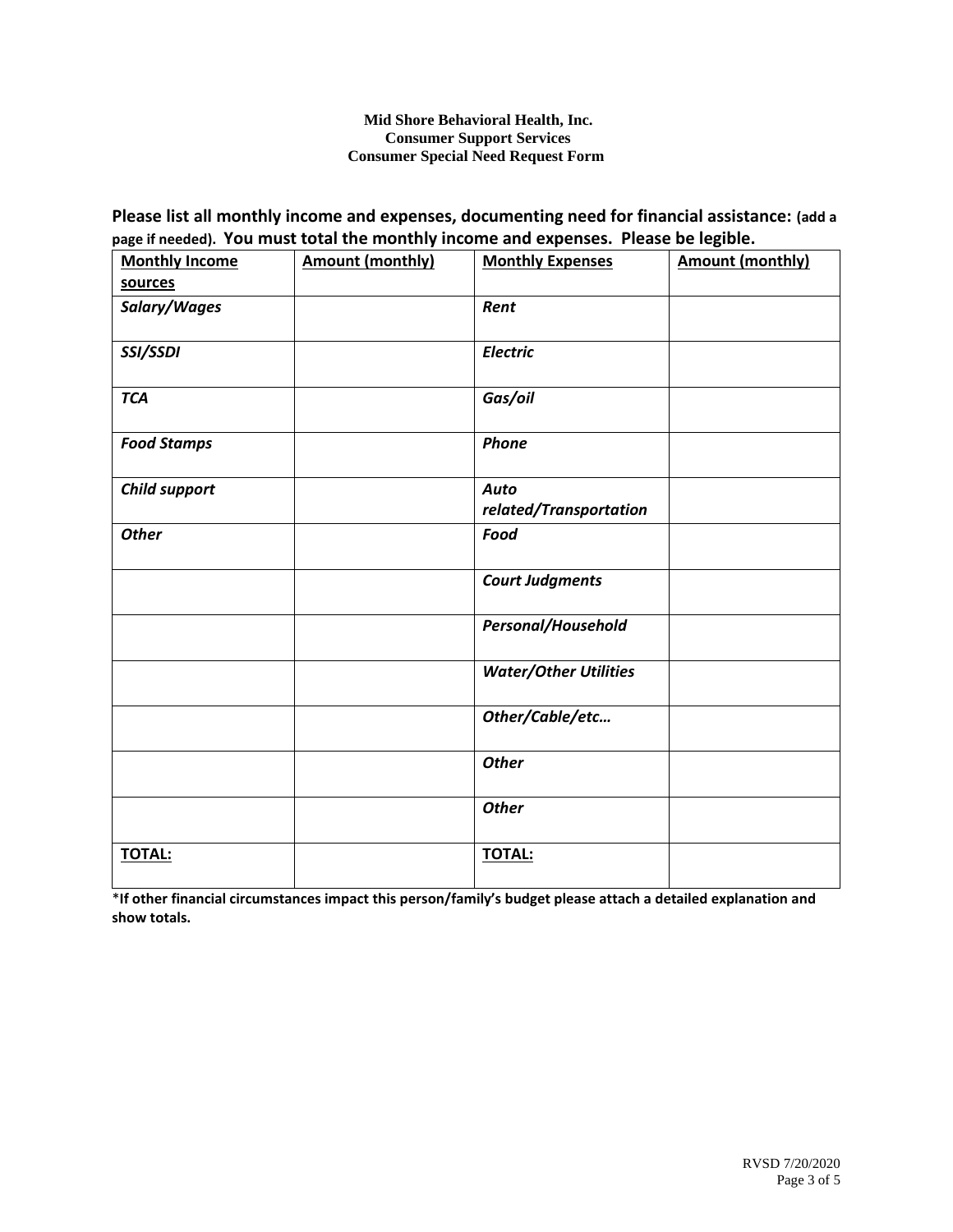**Mid Shore Behavioral Health, Inc.**
**Consumer Support Services**
**Consumer Special Need Request Form**

**Please list all monthly income and expenses, documenting need for financial assistance: (add a page if needed). You must total the monthly income and expenses. Please be legible.**

| Monthly Income sources | Amount (monthly) | Monthly Expenses | Amount (monthly) |
|---|---|---|---|
| ***Salary/Wages*** | | ***Rent*** | |
| ***SSI/SSDI*** | | ***Electric*** | |
| ***TCA*** | | ***Gas/oil*** | |
| ***Food Stamps*** | | ***Phone*** | |
| ***Child support*** | | ***Auto related/Transportation*** | |
| ***Other*** | | ***Food*** | |
| | | ***Court Judgments*** | |
| | | ***Personal/Household*** | |
| | | ***Water/Other Utilities*** | |
| | | ***Other/Cable/etc…*** | |
| | | ***Other*** | |
| | | ***Other*** | |
| **TOTAL:** | | **TOTAL:** | |

\***If other financial circumstances impact this person/family's budget please attach a detailed explanation and show totals.**

RVSD 7/20/2020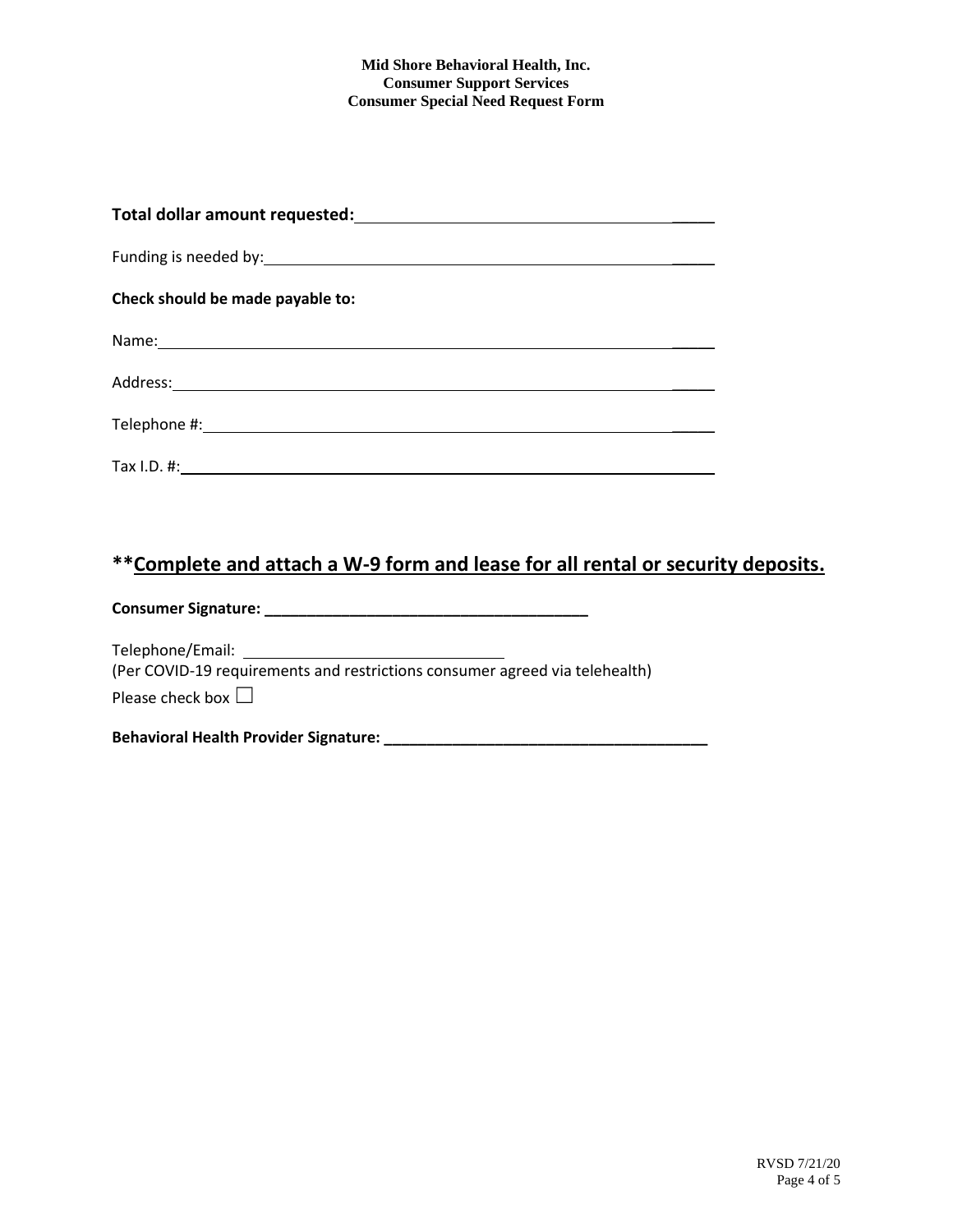**Mid Shore Behavioral Health, Inc.**
**Consumer Support Services**
**Consumer Special Need Request Form**

**Total dollar amount requested:** ____________________________________________

Funding is needed by: ____________________________________________

**Check should be made payable to:**

Name: ____________________________________________

Address: ____________________________________________

Telephone #: ____________________________________________

Tax I.D. #: ____________________________________________

## **Complete and attach a W-9 form and lease for all rental or security deposits.

**Consumer Signature: ______________________________________**

Telephone/Email: ______________________________
(Per COVID-19 requirements and restrictions consumer agreed via telehealth)
Please check box ☐

**Behavioral Health Provider Signature: ______________________________________**

RVSD 7/21/20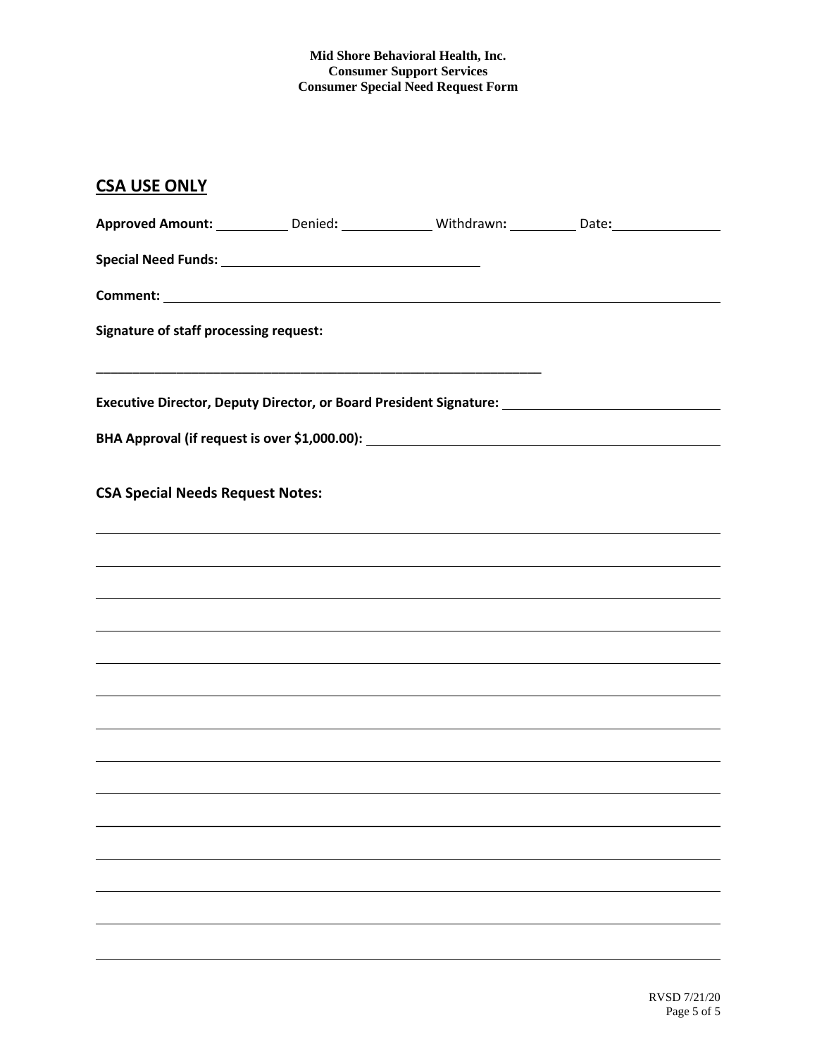**Mid Shore Behavioral Health, Inc.**
**Consumer Support Services**
**Consumer Special Need Request Form**

## CSA USE ONLY

**Approved Amount:** __________ Denied: ____________ Withdrawn: _________ Date: _______________

**Special Need Funds:** ___________________________________

**Comment:** ______________________________________________________________________________

**Signature of staff processing request:**

_________________________________________________________________

**Executive Director, Deputy Director, or Board President Signature:** _____________________________

**BHA Approval (if request is over $1,000.00):** _______________________________________________

**CSA Special Needs Request Notes:**

______________________________________________________________________________________

______________________________________________________________________________________

______________________________________________________________________________________

______________________________________________________________________________________

______________________________________________________________________________________

______________________________________________________________________________________

______________________________________________________________________________________

______________________________________________________________________________________

______________________________________________________________________________________

______________________________________________________________________________________

______________________________________________________________________________________

______________________________________________________________________________________

______________________________________________________________________________________

______________________________________________________________________________________

RVSD 7/21/20